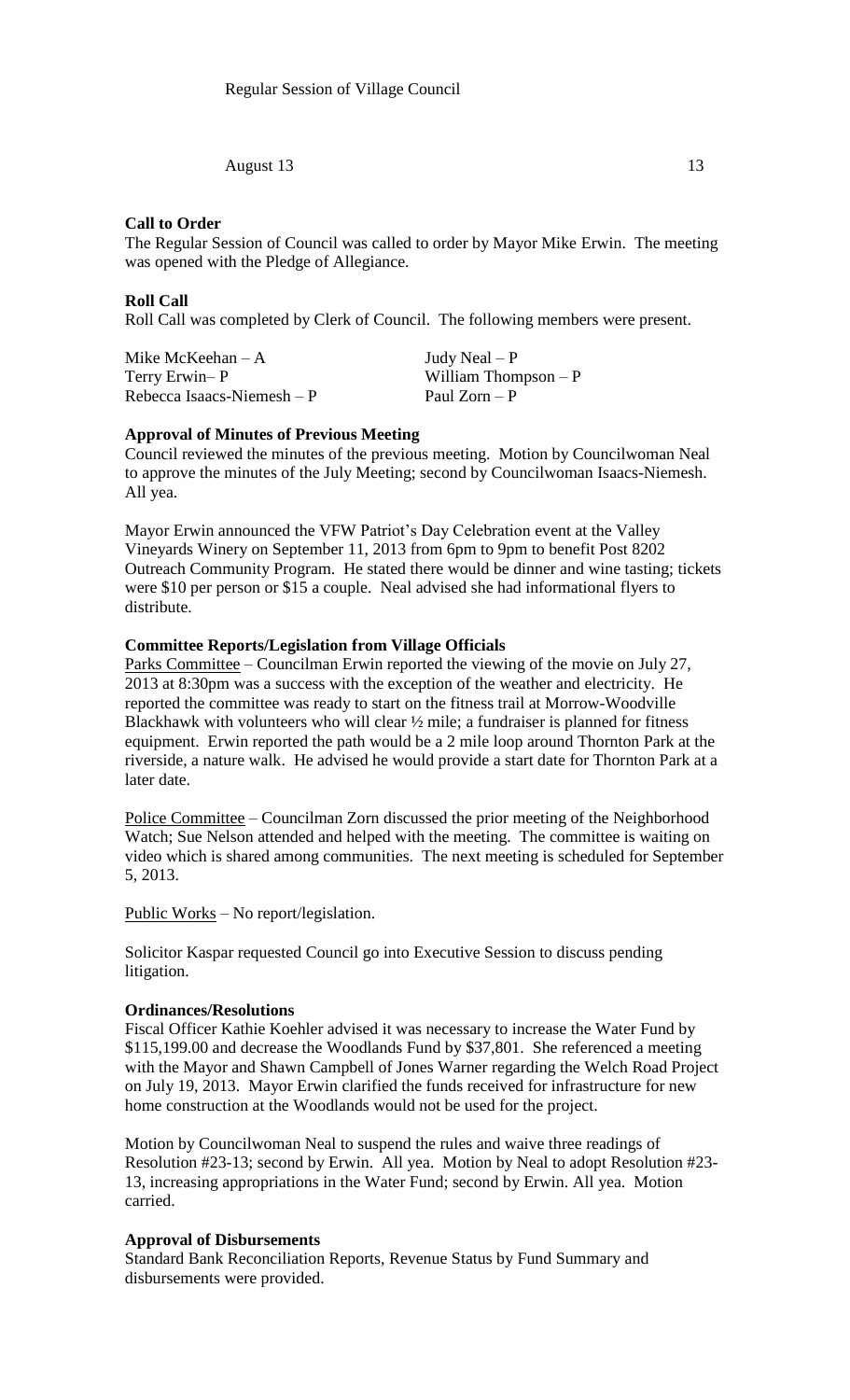Regular Session of Village Council

August 13 13

**Call to Order**

The Regular Session of Council was called to order by Mayor Mike Erwin. The meeting was opened with the Pledge of Allegiance.

**Roll Call**

Roll Call was completed by Clerk of Council. The following members were present.

| | |
|---|---|
| Mike McKeehan – A | Judy Neal – P |
| Terry Erwin– P | William Thompson – P |
| Rebecca Isaacs-Niemesh – P | Paul Zorn – P |

**Approval of Minutes of Previous Meeting**

Council reviewed the minutes of the previous meeting. Motion by Councilwoman Neal to approve the minutes of the July Meeting; second by Councilwoman Isaacs-Niemesh. All yea.

Mayor Erwin announced the VFW Patriot's Day Celebration event at the Valley Vineyards Winery on September 11, 2013 from 6pm to 9pm to benefit Post 8202 Outreach Community Program. He stated there would be dinner and wine tasting; tickets were $10 per person or $15 a couple. Neal advised she had informational flyers to distribute.

**Committee Reports/Legislation from Village Officials**

Parks Committee – Councilman Erwin reported the viewing of the movie on July 27, 2013 at 8:30pm was a success with the exception of the weather and electricity. He reported the committee was ready to start on the fitness trail at Morrow-Woodville Blackhawk with volunteers who will clear ½ mile; a fundraiser is planned for fitness equipment. Erwin reported the path would be a 2 mile loop around Thornton Park at the riverside, a nature walk. He advised he would provide a start date for Thornton Park at a later date.

Police Committee – Councilman Zorn discussed the prior meeting of the Neighborhood Watch; Sue Nelson attended and helped with the meeting. The committee is waiting on video which is shared among communities. The next meeting is scheduled for September 5, 2013.

Public Works – No report/legislation.

Solicitor Kaspar requested Council go into Executive Session to discuss pending litigation.

**Ordinances/Resolutions**

Fiscal Officer Kathie Koehler advised it was necessary to increase the Water Fund by $115,199.00 and decrease the Woodlands Fund by $37,801. She referenced a meeting with the Mayor and Shawn Campbell of Jones Warner regarding the Welch Road Project on July 19, 2013. Mayor Erwin clarified the funds received for infrastructure for new home construction at the Woodlands would not be used for the project.

Motion by Councilwoman Neal to suspend the rules and waive three readings of Resolution #23-13; second by Erwin. All yea. Motion by Neal to adopt Resolution #23-13, increasing appropriations in the Water Fund; second by Erwin. All yea. Motion carried.

**Approval of Disbursements**

Standard Bank Reconciliation Reports, Revenue Status by Fund Summary and disbursements were provided.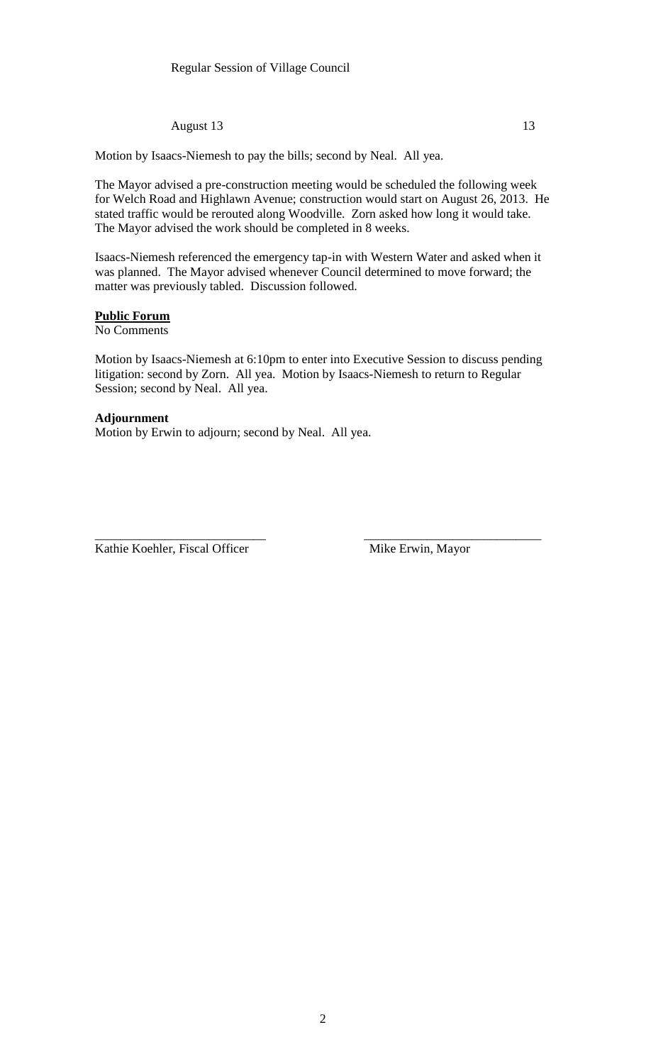Motion by Isaacs-Niemesh to pay the bills; second by Neal. All yea.

The Mayor advised a pre-construction meeting would be scheduled the following week for Welch Road and Highlawn Avenue; construction would start on August 26, 2013. He stated traffic would be rerouted along Woodville. Zorn asked how long it would take. The Mayor advised the work should be completed in 8 weeks.

Isaacs-Niemesh referenced the emergency tap-in with Western Water and asked when it was planned. The Mayor advised whenever Council determined to move forward; the matter was previously tabled. Discussion followed.

**Public Forum**

No Comments

Motion by Isaacs-Niemesh at 6:10pm to enter into Executive Session to discuss pending litigation: second by Zorn. All yea. Motion by Isaacs-Niemesh to return to Regular Session; second by Neal. All yea.

**Adjournment**

Motion by Erwin to adjourn; second by Neal. All yea.

\_\_\_\_\_\_\_\_\_\_\_\_\_\_\_\_\_\_\_\_\_\_\_\_\_\_\_ \_\_\_\_\_\_\_\_\_\_\_\_\_\_\_\_\_\_\_\_\_\_\_\_\_\_\_

Kathie Koehler, Fiscal Officer Mike Erwin, Mayor